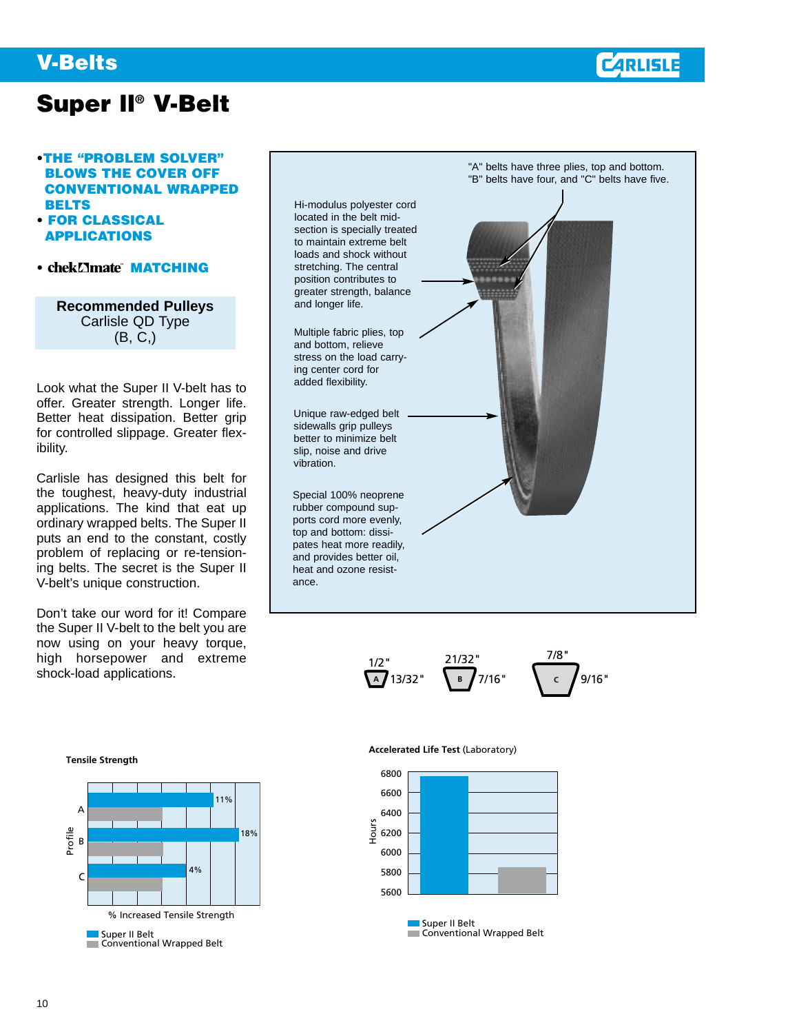# V-Belts

## Super II® V-Belt

- **THE "PROBLEM SOLVER" BLOWS THE COVER OFF CONVENTIONAL WRAPPED BELTS**
- **FOR CLASSICAL APPLICATIONS**
- **chek-mate™ MATCHING**

**Recommended Pulleys**
Carlisle QD Type
(B, C,)

Look what the Super II V-belt has to offer. Greater strength. Longer life. Better heat dissipation. Better grip for controlled slippage. Greater flexibility.

Carlisle has designed this belt for the toughest, heavy-duty industrial applications. The kind that eat up ordinary wrapped belts. The Super II puts an end to the constant, costly problem of replacing or re-tensioning belts. The secret is the Super II V-belt's unique construction.

Don't take our word for it! Compare the Super II V-belt to the belt you are now using on your heavy torque, high horsepower and extreme shock-load applications.

"A" belts have three plies, top and bottom. "B" belts have four, and "C" belts have five.

Hi-modulus polyester cord located in the belt mid-section is specially treated to maintain extreme belt loads and shock without stretching. The central position contributes to greater strength, balance and longer life.

Multiple fabric plies, top and bottom, relieve stress on the load carrying center cord for added flexibility.

Unique raw-edged belt sidewalls grip pulleys better to minimize belt slip, noise and drive vibration.

Special 100% neoprene rubber compound supports cord more evenly, top and bottom: dissipates heat more readily, and provides better oil, heat and ozone resistance.

| Section | Top Width | Height |
|---|---|---|
| A | 1/2" | 13/32" |
| B | 21/32" | 7/16" |
| C | 7/8" | 9/16" |

**Tensile Strength**

% Increased Tensile Strength (Super II Belt vs. Conventional Wrapped Belt)

| Profile | Super II Belt |
|---|---|
| A | 11% |
| B | 18% |
| C | 4% |

**Accelerated Life Test** (Laboratory)

Hours: Super II Belt vs. Conventional Wrapped Belt (axis 5600–6800)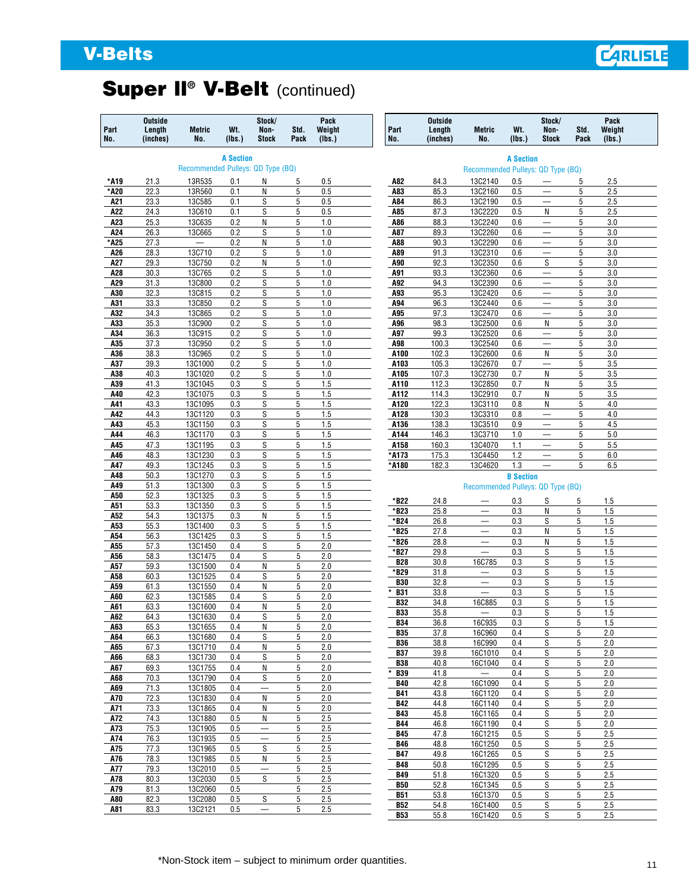## V-Belts

# Super II® V-Belt (continued)

| Part No. | Outside Length (inches) | Metric No. | Wt. (lbs.) | Stock/ Non-Stock | Std. Pack | Pack Weight (lbs.) |
|---|---|---|---|---|---|---|
| **A Section** | | | | | | |
| Recommended Pulleys: QD Type (BQ) | | | | | | |
| *A19 | 21.3 | 13R535 | 0.1 | N | 5 | 0.5 |
| *A20 | 22.3 | 13R560 | 0.1 | N | 5 | 0.5 |
| A21 | 23.3 | 13C585 | 0.1 | S | 5 | 0.5 |
| A22 | 24.3 | 13C610 | 0.1 | S | 5 | 0.5 |
| A23 | 25.3 | 13C635 | 0.2 | N | 5 | 1.0 |
| A24 | 26.3 | 13C665 | 0.2 | S | 5 | 1.0 |
| *A25 | 27.3 | — | 0.2 | N | 5 | 1.0 |
| A26 | 28.3 | 13C710 | 0.2 | S | 5 | 1.0 |
| A27 | 29.3 | 13C750 | 0.2 | N | 5 | 1.0 |
| A28 | 30.3 | 13C765 | 0.2 | S | 5 | 1.0 |
| A29 | 31.3 | 13C800 | 0.2 | S | 5 | 1.0 |
| A30 | 32.3 | 13C815 | 0.2 | S | 5 | 1.0 |
| A31 | 33.3 | 13C850 | 0.2 | S | 5 | 1.0 |
| A32 | 34.3 | 13C865 | 0.2 | S | 5 | 1.0 |
| A33 | 35.3 | 13C900 | 0.2 | S | 5 | 1.0 |
| A34 | 36.3 | 13C915 | 0.2 | S | 5 | 1.0 |
| A35 | 37.3 | 13C950 | 0.2 | S | 5 | 1.0 |
| A36 | 38.3 | 13C965 | 0.2 | S | 5 | 1.0 |
| A37 | 39.3 | 13C1000 | 0.2 | S | 5 | 1.0 |
| A38 | 40.3 | 13C1020 | 0.2 | S | 5 | 1.0 |
| A39 | 41.3 | 13C1045 | 0.3 | S | 5 | 1.5 |
| A40 | 42.3 | 13C1075 | 0.3 | S | 5 | 1.5 |
| A41 | 43.3 | 13C1095 | 0.3 | S | 5 | 1.5 |
| A42 | 44.3 | 13C1120 | 0.3 | S | 5 | 1.5 |
| A43 | 45.3 | 13C1150 | 0.3 | S | 5 | 1.5 |
| A44 | 46.3 | 13C1170 | 0.3 | S | 5 | 1.5 |
| A45 | 47.3 | 13C1195 | 0.3 | S | 5 | 1.5 |
| A46 | 48.3 | 13C1230 | 0.3 | S | 5 | 1.5 |
| A47 | 49.3 | 13C1245 | 0.3 | S | 5 | 1.5 |
| A48 | 50.3 | 13C1270 | 0.3 | S | 5 | 1.5 |
| A49 | 51.3 | 13C1300 | 0.3 | S | 5 | 1.5 |
| A50 | 52.3 | 13C1325 | 0.3 | S | 5 | 1.5 |
| A51 | 53.3 | 13C1350 | 0.3 | S | 5 | 1.5 |
| A52 | 54.3 | 13C1375 | 0.3 | N | 5 | 1.5 |
| A53 | 55.3 | 13C1400 | 0.3 | S | 5 | 1.5 |
| A54 | 56.3 | 13C1425 | 0.3 | S | 5 | 1.5 |
| A55 | 57.3 | 13C1450 | 0.4 | S | 5 | 2.0 |
| A56 | 58.3 | 13C1475 | 0.4 | S | 5 | 2.0 |
| A57 | 59.3 | 13C1500 | 0.4 | N | 5 | 2.0 |
| A58 | 60.3 | 13C1525 | 0.4 | S | 5 | 2.0 |
| A59 | 61.3 | 13C1550 | 0.4 | N | 5 | 2.0 |
| A60 | 62.3 | 13C1585 | 0.4 | S | 5 | 2.0 |
| A61 | 63.3 | 13C1600 | 0.4 | N | 5 | 2.0 |
| A62 | 64.3 | 13C1630 | 0.4 | S | 5 | 2.0 |
| A63 | 65.3 | 13C1655 | 0.4 | N | 5 | 2.0 |
| A64 | 66.3 | 13C1680 | 0.4 | S | 5 | 2.0 |
| A65 | 67.3 | 13C1710 | 0.4 | N | 5 | 2.0 |
| A66 | 68.3 | 13C1730 | 0.4 | S | 5 | 2.0 |
| A67 | 69.3 | 13C1755 | 0.4 | N | 5 | 2.0 |
| A68 | 70.3 | 13C1790 | 0.4 | S | 5 | 2.0 |
| A69 | 71.3 | 13C1805 | 0.4 | — | 5 | 2.0 |
| A70 | 72.3 | 13C1830 | 0.4 | N | 5 | 2.0 |
| A71 | 73.3 | 13C1865 | 0.4 | N | 5 | 2.0 |
| A72 | 74.3 | 13C1880 | 0.5 | N | 5 | 2.5 |
| A73 | 75.3 | 13C1905 | 0.5 | — | 5 | 2.5 |
| A74 | 76.3 | 13C1935 | 0.5 | — | 5 | 2.5 |
| A75 | 77.3 | 13C1965 | 0.5 | S | 5 | 2.5 |
| A76 | 78.3 | 13C1985 | 0.5 | N | 5 | 2.5 |
| A77 | 79.3 | 13C2010 | 0.5 | — | 5 | 2.5 |
| A78 | 80.3 | 13C2030 | 0.5 | S | 5 | 2.5 |
| A79 | 81.3 | 13C2060 | 0.5 | | 5 | 2.5 |
| A80 | 82.3 | 13C2080 | 0.5 | S | 5 | 2.5 |
| A81 | 83.3 | 13C2121 | 0.5 | — | 5 | 2.5 |
| A82 | 84.3 | 13C2140 | 0.5 | — | 5 | 2.5 |
| A83 | 85.3 | 13C2160 | 0.5 | — | 5 | 2.5 |
| A84 | 86.3 | 13C2190 | 0.5 | — | 5 | 2.5 |
| A85 | 87.3 | 13C2220 | 0.5 | N | 5 | 2.5 |
| A86 | 88.3 | 13C2240 | 0.6 | — | 5 | 3.0 |
| A87 | 89.3 | 13C2260 | 0.6 | — | 5 | 3.0 |
| A88 | 90.3 | 13C2290 | 0.6 | — | 5 | 3.0 |
| A89 | 91.3 | 13C2310 | 0.6 | — | 5 | 3.0 |
| A90 | 92.3 | 13C2350 | 0.6 | S | 5 | 3.0 |
| A91 | 93.3 | 13C2360 | 0.6 | — | 5 | 3.0 |
| A92 | 94.3 | 13C2390 | 0.6 | — | 5 | 3.0 |
| A93 | 95.3 | 13C2420 | 0.6 | — | 5 | 3.0 |
| A94 | 96.3 | 13C2440 | 0.6 | — | 5 | 3.0 |
| A95 | 97.3 | 13C2470 | 0.6 | — | 5 | 3.0 |
| A96 | 98.3 | 13C2500 | 0.6 | N | 5 | 3.0 |
| A97 | 99.3 | 13C2520 | 0.6 | — | 5 | 3.0 |
| A98 | 100.3 | 13C2540 | 0.6 | — | 5 | 3.0 |
| A100 | 102.3 | 13C2600 | 0.6 | N | 5 | 3.0 |
| A103 | 105.3 | 13C2670 | 0.7 | — | 5 | 3.5 |
| A105 | 107.3 | 13C2730 | 0.7 | N | 5 | 3.5 |
| A110 | 112.3 | 13C2850 | 0.7 | N | 5 | 3.5 |
| A112 | 114.3 | 13C2910 | 0.7 | N | 5 | 3.5 |
| A120 | 122.3 | 13C3110 | 0.8 | N | 5 | 4.0 |
| A128 | 130.3 | 13C3310 | 0.8 | — | 5 | 4.0 |
| A136 | 138.3 | 13C3510 | 0.9 | — | 5 | 4.5 |
| A144 | 146.3 | 13C3710 | 1.0 | — | 5 | 5.0 |
| A158 | 160.3 | 13C4070 | 1.1 | — | 5 | 5.5 |
| *A173 | 175.3 | 13C4450 | 1.2 | — | 5 | 6.0 |
| *A180 | 182.3 | 13C4620 | 1.3 | — | 5 | 6.5 |
| **B Section** | | | | | | |
| Recommended Pulleys: QD Type (BQ) | | | | | | |
| *B22 | 24.8 | — | 0.3 | S | 5 | 1.5 |
| *B23 | 25.8 | — | 0.3 | N | 5 | 1.5 |
| *B24 | 26.8 | — | 0.3 | S | 5 | 1.5 |
| *B25 | 27.8 | — | 0.3 | N | 5 | 1.5 |
| *B26 | 28.8 | — | 0.3 | N | 5 | 1.5 |
| *B27 | 29.8 | — | 0.3 | S | 5 | 1.5 |
| B28 | 30.8 | 16C785 | 0.3 | S | 5 | 1.5 |
| *B29 | 31.8 | — | 0.3 | S | 5 | 1.5 |
| B30 | 32.8 | — | 0.3 | S | 5 | 1.5 |
| * B31 | 33.8 | — | 0.3 | S | 5 | 1.5 |
| B32 | 34.8 | 16C885 | 0.3 | S | 5 | 1.5 |
| B33 | 35.8 | — | 0.3 | S | 5 | 1.5 |
| B34 | 36.8 | 16C935 | 0.3 | S | 5 | 1.5 |
| B35 | 37.8 | 16C960 | 0.4 | S | 5 | 2.0 |
| B36 | 38.8 | 16C990 | 0.4 | S | 5 | 2.0 |
| B37 | 39.8 | 16C1010 | 0.4 | S | 5 | 2.0 |
| B38 | 40.8 | 16C1040 | 0.4 | S | 5 | 2.0 |
| * B39 | 41.8 | — | 0.4 | S | 5 | 2.0 |
| B40 | 42.8 | 16C1090 | 0.4 | S | 5 | 2.0 |
| B41 | 43.8 | 16C1120 | 0.4 | S | 5 | 2.0 |
| B42 | 44.8 | 16C1140 | 0.4 | S | 5 | 2.0 |
| B43 | 45.8 | 16C1165 | 0.4 | S | 5 | 2.0 |
| B44 | 46.8 | 16C1190 | 0.4 | S | 5 | 2.0 |
| B45 | 47.8 | 16C1215 | 0.5 | S | 5 | 2.5 |
| B46 | 48.8 | 16C1250 | 0.5 | S | 5 | 2.5 |
| B47 | 49.8 | 16C1265 | 0.5 | S | 5 | 2.5 |
| B48 | 50.8 | 16C1295 | 0.5 | S | 5 | 2.5 |
| B49 | 51.8 | 16C1320 | 0.5 | S | 5 | 2.5 |
| B50 | 52.8 | 16C1345 | 0.5 | S | 5 | 2.5 |
| B51 | 53.8 | 16C1370 | 0.5 | S | 5 | 2.5 |
| B52 | 54.8 | 16C1400 | 0.5 | S | 5 | 2.5 |
| B53 | 55.8 | 16C1420 | 0.5 | S | 5 | 2.5 |

*Non-Stock item – subject to minimum order quantities.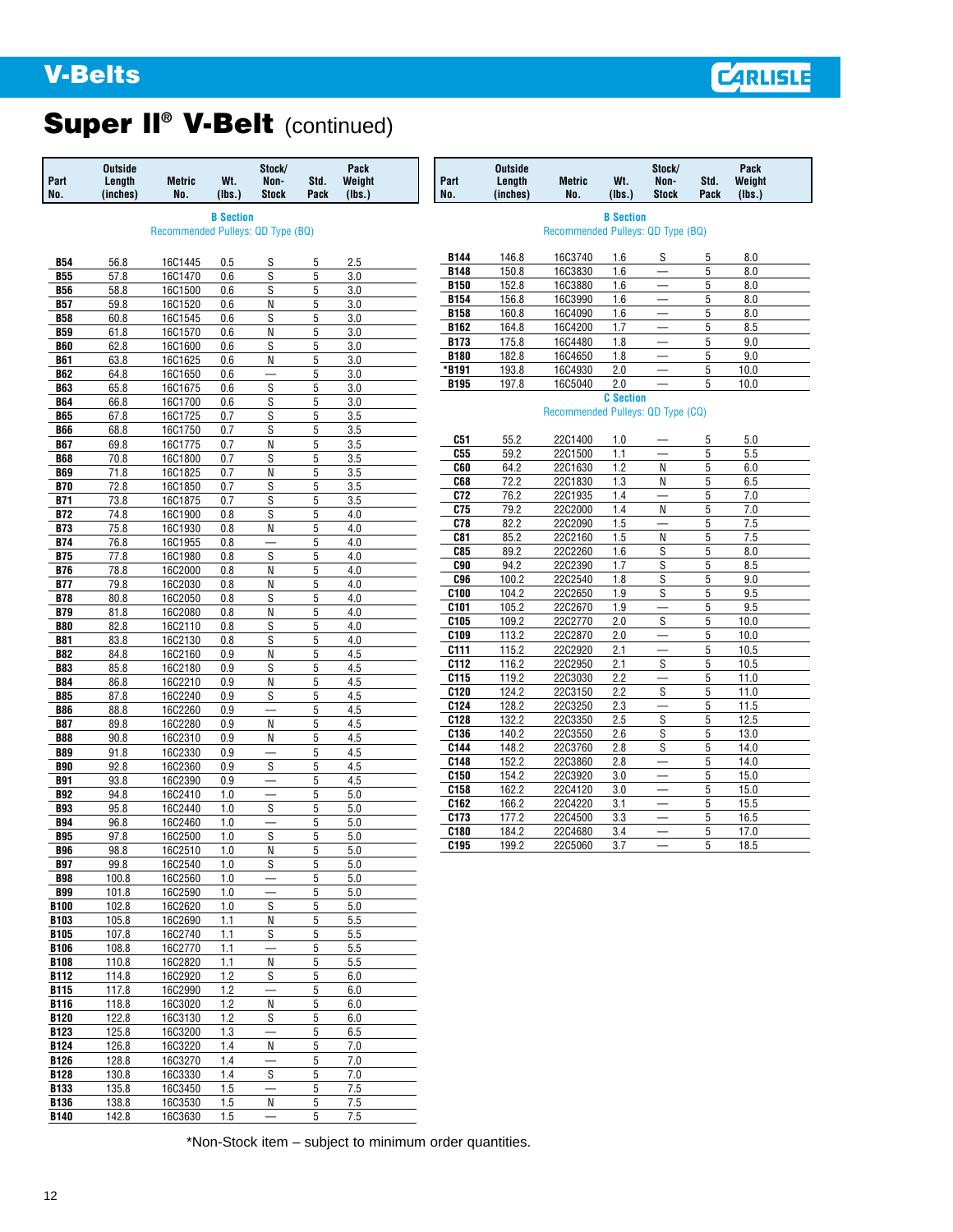# V-Belts

## Super II® V-Belt (continued)

| Part No. | Outside Length (inches) | Metric No. | Wt. (lbs.) | Stock/ Non-Stock | Std. Pack | Pack Weight (lbs.) |
|---|---|---|---|---|---|---|
| **B Section** Recommended Pulleys: QD Type (BQ) | | | | | | |
| B54 | 56.8 | 16C1445 | 0.5 | S | 5 | 2.5 |
| B55 | 57.8 | 16C1470 | 0.6 | S | 5 | 3.0 |
| B56 | 58.8 | 16C1500 | 0.6 | S | 5 | 3.0 |
| B57 | 59.8 | 16C1520 | 0.6 | N | 5 | 3.0 |
| B58 | 60.8 | 16C1545 | 0.6 | S | 5 | 3.0 |
| B59 | 61.8 | 16C1570 | 0.6 | N | 5 | 3.0 |
| B60 | 62.8 | 16C1600 | 0.6 | S | 5 | 3.0 |
| B61 | 63.8 | 16C1625 | 0.6 | N | 5 | 3.0 |
| B62 | 64.8 | 16C1650 | 0.6 | — | 5 | 3.0 |
| B63 | 65.8 | 16C1675 | 0.6 | S | 5 | 3.0 |
| B64 | 66.8 | 16C1700 | 0.6 | S | 5 | 3.0 |
| B65 | 67.8 | 16C1725 | 0.7 | S | 5 | 3.5 |
| B66 | 68.8 | 16C1750 | 0.7 | S | 5 | 3.5 |
| B67 | 69.8 | 16C1775 | 0.7 | N | 5 | 3.5 |
| B68 | 70.8 | 16C1800 | 0.7 | S | 5 | 3.5 |
| B69 | 71.8 | 16C1825 | 0.7 | N | 5 | 3.5 |
| B70 | 72.8 | 16C1850 | 0.7 | S | 5 | 3.5 |
| B71 | 73.8 | 16C1875 | 0.7 | S | 5 | 3.5 |
| B72 | 74.8 | 16C1900 | 0.8 | S | 5 | 4.0 |
| B73 | 75.8 | 16C1930 | 0.8 | N | 5 | 4.0 |
| B74 | 76.8 | 16C1955 | 0.8 | — | 5 | 4.0 |
| B75 | 77.8 | 16C1980 | 0.8 | S | 5 | 4.0 |
| B76 | 78.8 | 16C2000 | 0.8 | N | 5 | 4.0 |
| B77 | 79.8 | 16C2030 | 0.8 | N | 5 | 4.0 |
| B78 | 80.8 | 16C2050 | 0.8 | S | 5 | 4.0 |
| B79 | 81.8 | 16C2080 | 0.8 | N | 5 | 4.0 |
| B80 | 82.8 | 16C2110 | 0.8 | S | 5 | 4.0 |
| B81 | 83.8 | 16C2130 | 0.8 | S | 5 | 4.0 |
| B82 | 84.8 | 16C2160 | 0.9 | N | 5 | 4.5 |
| B83 | 85.8 | 16C2180 | 0.9 | S | 5 | 4.5 |
| B84 | 86.8 | 16C2210 | 0.9 | N | 5 | 4.5 |
| B85 | 87.8 | 16C2240 | 0.9 | S | 5 | 4.5 |
| B86 | 88.8 | 16C2260 | 0.9 | — | 5 | 4.5 |
| B87 | 89.8 | 16C2280 | 0.9 | N | 5 | 4.5 |
| B88 | 90.8 | 16C2310 | 0.9 | N | 5 | 4.5 |
| B89 | 91.8 | 16C2330 | 0.9 | — | 5 | 4.5 |
| B90 | 92.8 | 16C2360 | 0.9 | S | 5 | 4.5 |
| B91 | 93.8 | 16C2390 | 0.9 | — | 5 | 4.5 |
| B92 | 94.8 | 16C2410 | 1.0 | — | 5 | 5.0 |
| B93 | 95.8 | 16C2440 | 1.0 | S | 5 | 5.0 |
| B94 | 96.8 | 16C2460 | 1.0 | — | 5 | 5.0 |
| B95 | 97.8 | 16C2500 | 1.0 | S | 5 | 5.0 |
| B96 | 98.8 | 16C2510 | 1.0 | N | 5 | 5.0 |
| B97 | 99.8 | 16C2540 | 1.0 | S | 5 | 5.0 |
| B98 | 100.8 | 16C2560 | 1.0 | — | 5 | 5.0 |
| B99 | 101.8 | 16C2590 | 1.0 | — | 5 | 5.0 |
| B100 | 102.8 | 16C2620 | 1.0 | S | 5 | 5.0 |
| B103 | 105.8 | 16C2690 | 1.1 | N | 5 | 5.5 |
| B105 | 107.8 | 16C2740 | 1.1 | S | 5 | 5.5 |
| B106 | 108.8 | 16C2770 | 1.1 | — | 5 | 5.5 |
| B108 | 110.8 | 16C2820 | 1.1 | N | 5 | 5.5 |
| B112 | 114.8 | 16C2920 | 1.2 | S | 5 | 6.0 |
| B115 | 117.8 | 16C2990 | 1.2 | — | 5 | 6.0 |
| B116 | 118.8 | 16C3020 | 1.2 | N | 5 | 6.0 |
| B120 | 122.8 | 16C3130 | 1.2 | S | 5 | 6.0 |
| B123 | 125.8 | 16C3200 | 1.3 | — | 5 | 6.5 |
| B124 | 126.8 | 16C3220 | 1.4 | N | 5 | 7.0 |
| B126 | 128.8 | 16C3270 | 1.4 | — | 5 | 7.0 |
| B128 | 130.8 | 16C3330 | 1.4 | S | 5 | 7.0 |
| B133 | 135.8 | 16C3450 | 1.5 | — | 5 | 7.5 |
| B136 | 138.8 | 16C3530 | 1.5 | N | 5 | 7.5 |
| B140 | 142.8 | 16C3630 | 1.5 | — | 5 | 7.5 |
| B144 | 146.8 | 16C3740 | 1.6 | S | 5 | 8.0 |
| B148 | 150.8 | 16C3830 | 1.6 | — | 5 | 8.0 |
| B150 | 152.8 | 16C3880 | 1.6 | — | 5 | 8.0 |
| B154 | 156.8 | 16C3990 | 1.6 | — | 5 | 8.0 |
| B158 | 160.8 | 16C4090 | 1.6 | — | 5 | 8.0 |
| B162 | 164.8 | 16C4200 | 1.7 | — | 5 | 8.5 |
| B173 | 175.8 | 16C4480 | 1.8 | — | 5 | 9.0 |
| B180 | 182.8 | 16C4650 | 1.8 | — | 5 | 9.0 |
| *B191 | 193.8 | 16C4930 | 2.0 | — | 5 | 10.0 |
| B195 | 197.8 | 16C5040 | 2.0 | — | 5 | 10.0 |
| **C Section** Recommended Pulleys: QD Type (CQ) | | | | | | |
| C51 | 55.2 | 22C1400 | 1.0 | — | 5 | 5.0 |
| C55 | 59.2 | 22C1500 | 1.1 | — | 5 | 5.5 |
| C60 | 64.2 | 22C1630 | 1.2 | N | 5 | 6.0 |
| C68 | 72.2 | 22C1830 | 1.3 | N | 5 | 6.5 |
| C72 | 76.2 | 22C1935 | 1.4 | — | 5 | 7.0 |
| C75 | 79.2 | 22C2000 | 1.4 | N | 5 | 7.0 |
| C78 | 82.2 | 22C2090 | 1.5 | — | 5 | 7.5 |
| C81 | 85.2 | 22C2160 | 1.5 | N | 5 | 7.5 |
| C85 | 89.2 | 22C2260 | 1.6 | S | 5 | 8.0 |
| C90 | 94.2 | 22C2390 | 1.7 | S | 5 | 8.5 |
| C96 | 100.2 | 22C2540 | 1.8 | S | 5 | 9.0 |
| C100 | 104.2 | 22C2650 | 1.9 | S | 5 | 9.5 |
| C101 | 105.2 | 22C2670 | 1.9 | — | 5 | 9.5 |
| C105 | 109.2 | 22C2770 | 2.0 | S | 5 | 10.0 |
| C109 | 113.2 | 22C2870 | 2.0 | — | 5 | 10.0 |
| C111 | 115.2 | 22C2920 | 2.1 | — | 5 | 10.5 |
| C112 | 116.2 | 22C2950 | 2.1 | S | 5 | 10.5 |
| C115 | 119.2 | 22C3030 | 2.2 | — | 5 | 11.0 |
| C120 | 124.2 | 22C3150 | 2.2 | S | 5 | 11.0 |
| C124 | 128.2 | 22C3250 | 2.3 | — | 5 | 11.5 |
| C128 | 132.2 | 22C3350 | 2.5 | S | 5 | 12.5 |
| C136 | 140.2 | 22C3550 | 2.6 | S | 5 | 13.0 |
| C144 | 148.2 | 22C3760 | 2.8 | S | 5 | 14.0 |
| C148 | 152.2 | 22C3860 | 2.8 | — | 5 | 14.0 |
| C150 | 154.2 | 22C3920 | 3.0 | — | 5 | 15.0 |
| C158 | 162.2 | 22C4120 | 3.0 | — | 5 | 15.0 |
| C162 | 166.2 | 22C4220 | 3.1 | — | 5 | 15.5 |
| C173 | 177.2 | 22C4500 | 3.3 | — | 5 | 16.5 |
| C180 | 184.2 | 22C4680 | 3.4 | — | 5 | 17.0 |
| C195 | 199.2 | 22C5060 | 3.7 | — | 5 | 18.5 |

*Non-Stock item – subject to minimum order quantities.